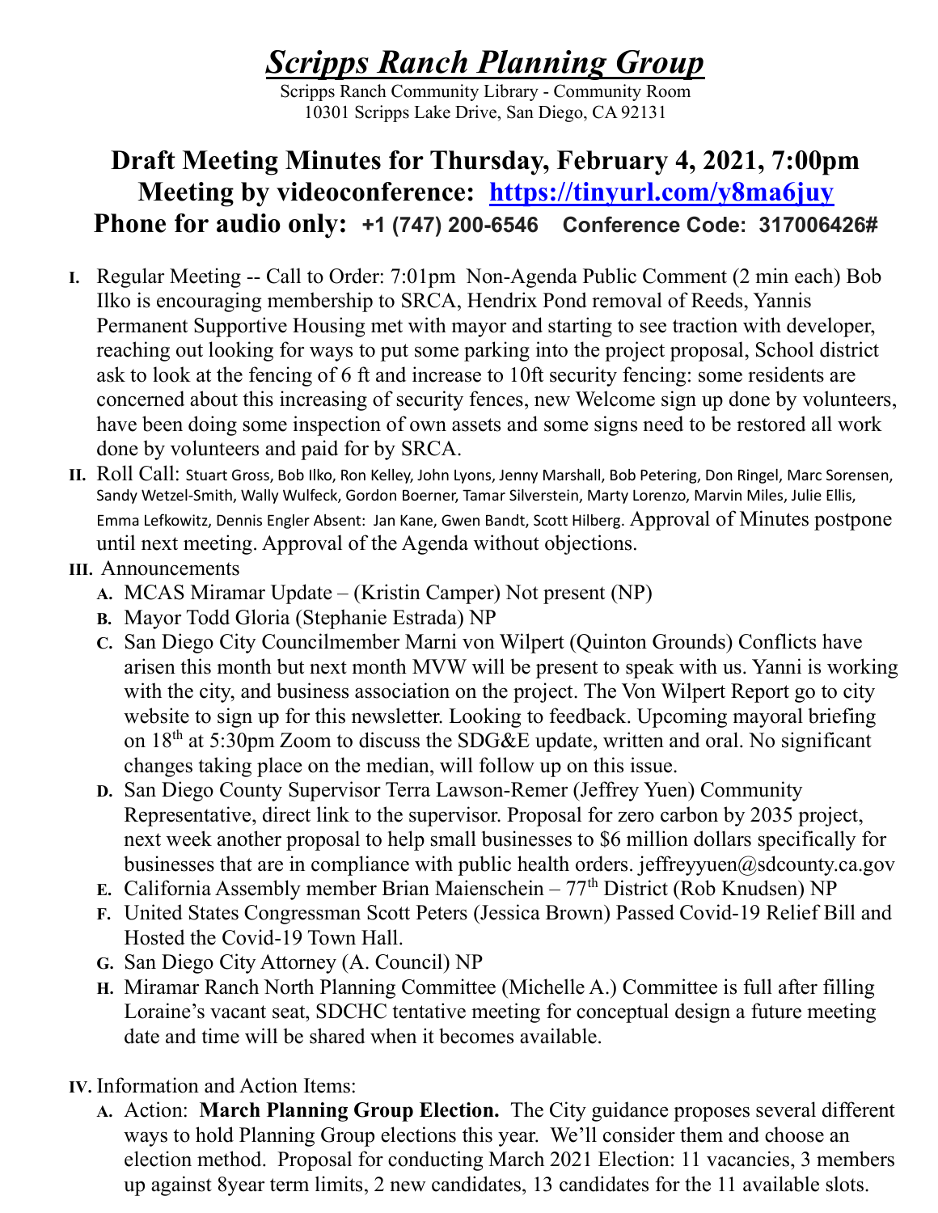# ***Scripps Ranch Planning Group***

Scripps Ranch Community Library - Community Room
10301 Scripps Lake Drive, San Diego, CA 92131

## Draft Meeting Minutes for Thursday, February 4, 2021, 7:00pm
## Meeting by videoconference: [https://tinyurl.com/y8ma6juy](https://tinyurl.com/y8ma6juy)
## Phone for audio only: +1 (747) 200-6546 Conference Code: 317006426#

I. Regular Meeting -- Call to Order: 7:01pm Non-Agenda Public Comment (2 min each) Bob Ilko is encouraging membership to SRCA, Hendrix Pond removal of Reeds, Yannis Permanent Supportive Housing met with mayor and starting to see traction with developer, reaching out looking for ways to put some parking into the project proposal, School district ask to look at the fencing of 6 ft and increase to 10ft security fencing: some residents are concerned about this increasing of security fences, new Welcome sign up done by volunteers, have been doing some inspection of own assets and some signs need to be restored all work done by volunteers and paid for by SRCA.

II. Roll Call: Stuart Gross, Bob Ilko, Ron Kelley, John Lyons, Jenny Marshall, Bob Petering, Don Ringel, Marc Sorensen, Sandy Wetzel-Smith, Wally Wulfeck, Gordon Boerner, Tamar Silverstein, Marty Lorenzo, Marvin Miles, Julie Ellis, Emma Lefkowitz, Dennis Engler Absent: Jan Kane, Gwen Bandt, Scott Hilberg. Approval of Minutes postpone until next meeting. Approval of the Agenda without objections.

III. Announcements

A. MCAS Miramar Update – (Kristin Camper) Not present (NP)

B. Mayor Todd Gloria (Stephanie Estrada) NP

C. San Diego City Councilmember Marni von Wilpert (Quinton Grounds) Conflicts have arisen this month but next month MVW will be present to speak with us. Yanni is working with the city, and business association on the project. The Von Wilpert Report go to city website to sign up for this newsletter. Looking to feedback. Upcoming mayoral briefing on 18th at 5:30pm Zoom to discuss the SDG&E update, written and oral. No significant changes taking place on the median, will follow up on this issue.

D. San Diego County Supervisor Terra Lawson-Remer (Jeffrey Yuen) Community Representative, direct link to the supervisor. Proposal for zero carbon by 2035 project, next week another proposal to help small businesses to $6 million dollars specifically for businesses that are in compliance with public health orders. jeffreyyuen@sdcounty.ca.gov

E. California Assembly member Brian Maienschein – 77th District (Rob Knudsen) NP

F. United States Congressman Scott Peters (Jessica Brown) Passed Covid-19 Relief Bill and Hosted the Covid-19 Town Hall.

G. San Diego City Attorney (A. Council) NP

H. Miramar Ranch North Planning Committee (Michelle A.) Committee is full after filling Loraine's vacant seat, SDCHC tentative meeting for conceptual design a future meeting date and time will be shared when it becomes available.

IV. Information and Action Items:

A. Action: **March Planning Group Election.** The City guidance proposes several different ways to hold Planning Group elections this year. We'll consider them and choose an election method. Proposal for conducting March 2021 Election: 11 vacancies, 3 members up against 8year term limits, 2 new candidates, 13 candidates for the 11 available slots.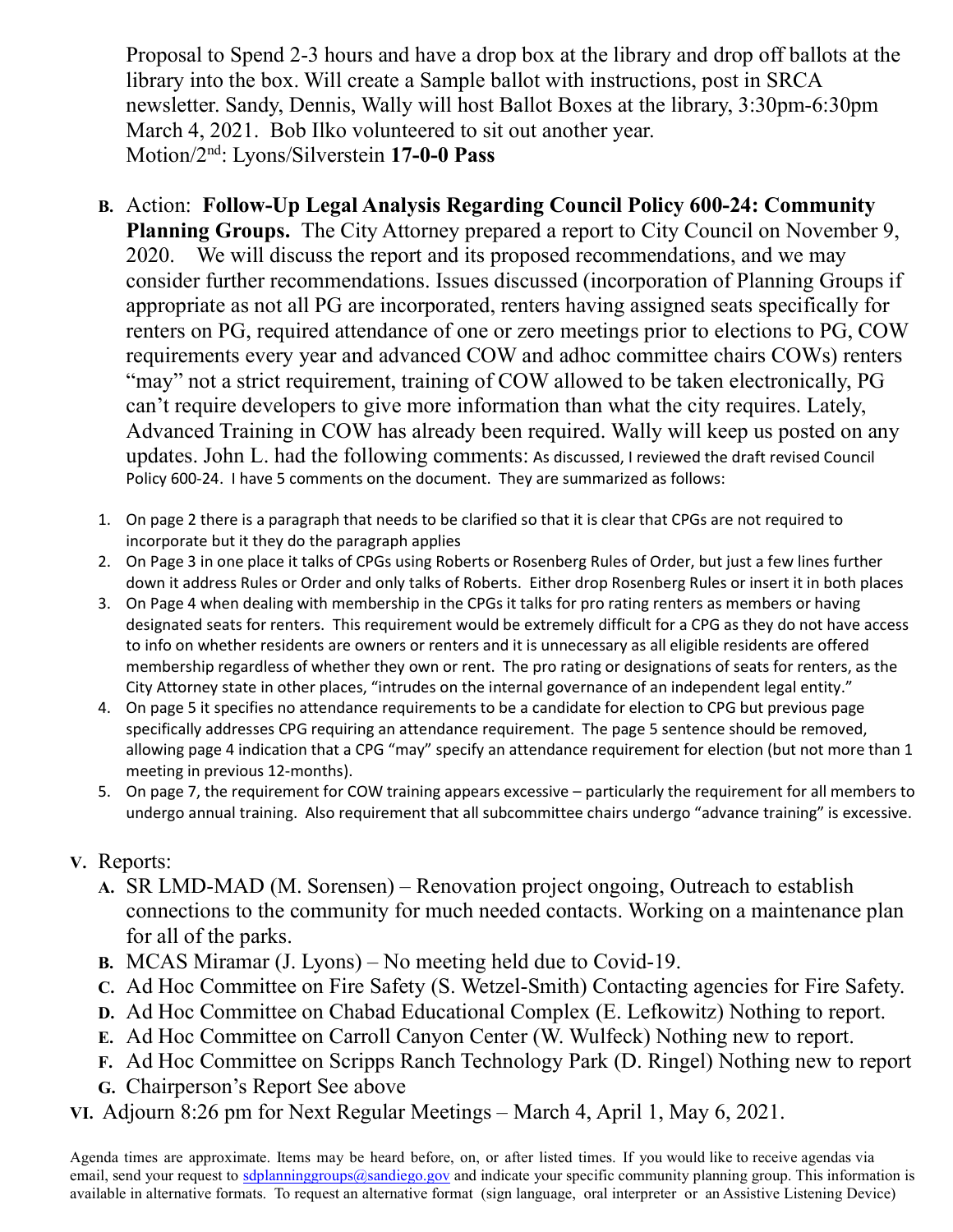Proposal to Spend 2-3 hours and have a drop box at the library and drop off ballots at the library into the box. Will create a Sample ballot with instructions, post in SRCA newsletter. Sandy, Dennis, Wally will host Ballot Boxes at the library, 3:30pm-6:30pm March 4, 2021. Bob Ilko volunteered to sit out another year.
Motion/2nd: Lyons/Silverstein **17-0-0 Pass**

**B.** Action: **Follow-Up Legal Analysis Regarding Council Policy 600-24: Community Planning Groups.** The City Attorney prepared a report to City Council on November 9, 2020. We will discuss the report and its proposed recommendations, and we may consider further recommendations. Issues discussed (incorporation of Planning Groups if appropriate as not all PG are incorporated, renters having assigned seats specifically for renters on PG, required attendance of one or zero meetings prior to elections to PG, COW requirements every year and advanced COW and adhoc committee chairs COWs) renters "may" not a strict requirement, training of COW allowed to be taken electronically, PG can't require developers to give more information than what the city requires. Lately, Advanced Training in COW has already been required. Wally will keep us posted on any updates. John L. had the following comments: As discussed, I reviewed the draft revised Council Policy 600-24. I have 5 comments on the document. They are summarized as follows:

1. On page 2 there is a paragraph that needs to be clarified so that it is clear that CPGs are not required to incorporate but it they do the paragraph applies
2. On Page 3 in one place it talks of CPGs using Roberts or Rosenberg Rules of Order, but just a few lines further down it address Rules or Order and only talks of Roberts. Either drop Rosenberg Rules or insert it in both places
3. On Page 4 when dealing with membership in the CPGs it talks for pro rating renters as members or having designated seats for renters. This requirement would be extremely difficult for a CPG as they do not have access to info on whether residents are owners or renters and it is unnecessary as all eligible residents are offered membership regardless of whether they own or rent. The pro rating or designations of seats for renters, as the City Attorney state in other places, "intrudes on the internal governance of an independent legal entity."
4. On page 5 it specifies no attendance requirements to be a candidate for election to CPG but previous page specifically addresses CPG requiring an attendance requirement. The page 5 sentence should be removed, allowing page 4 indication that a CPG "may" specify an attendance requirement for election (but not more than 1 meeting in previous 12-months).
5. On page 7, the requirement for COW training appears excessive – particularly the requirement for all members to undergo annual training. Also requirement that all subcommittee chairs undergo "advance training" is excessive.

**V.** Reports:

**A.** SR LMD-MAD (M. Sorensen) – Renovation project ongoing, Outreach to establish connections to the community for much needed contacts. Working on a maintenance plan for all of the parks.

**B.** MCAS Miramar (J. Lyons) – No meeting held due to Covid-19.

**C.** Ad Hoc Committee on Fire Safety (S. Wetzel-Smith) Contacting agencies for Fire Safety.

**D.** Ad Hoc Committee on Chabad Educational Complex (E. Lefkowitz) Nothing to report.

**E.** Ad Hoc Committee on Carroll Canyon Center (W. Wulfeck) Nothing new to report.

**F.** Ad Hoc Committee on Scripps Ranch Technology Park (D. Ringel) Nothing new to report

**G.** Chairperson's Report See above

**VI.** Adjourn 8:26 pm for Next Regular Meetings – March 4, April 1, May 6, 2021.

Agenda times are approximate. Items may be heard before, on, or after listed times. If you would like to receive agendas via email, send your request to sdplanninggroups@sandiego.gov and indicate your specific community planning group. This information is available in alternative formats. To request an alternative format (sign language, oral interpreter or an Assistive Listening Device)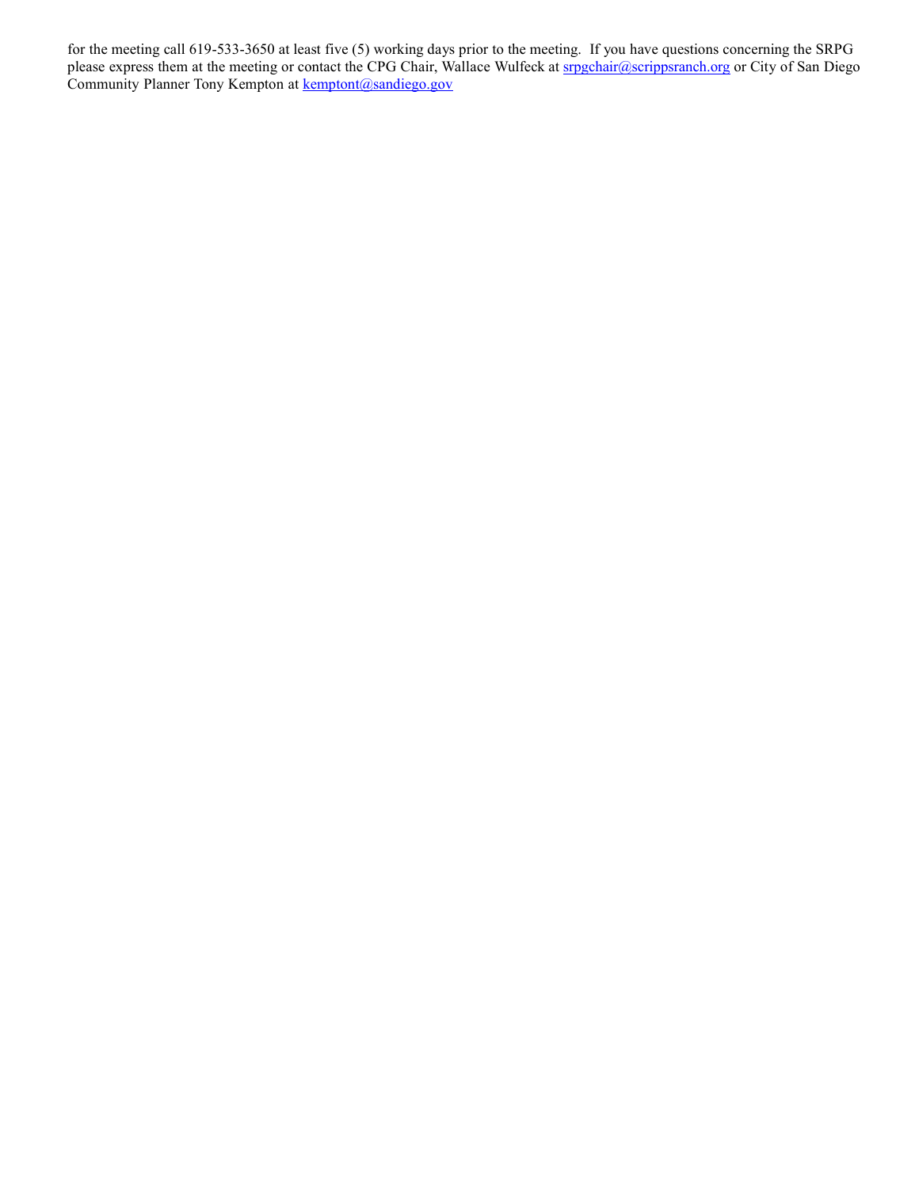for the meeting call 619-533-3650 at least five (5) working days prior to the meeting. If you have questions concerning the SRPG please express them at the meeting or contact the CPG Chair, Wallace Wulfeck at [srpgchair@scrippsranch.org](mailto:srpgchair@scrippsranch.org) or City of San Diego Community Planner Tony Kempton at [kemptont@sandiego.gov](mailto:kemptont@sandiego.gov)